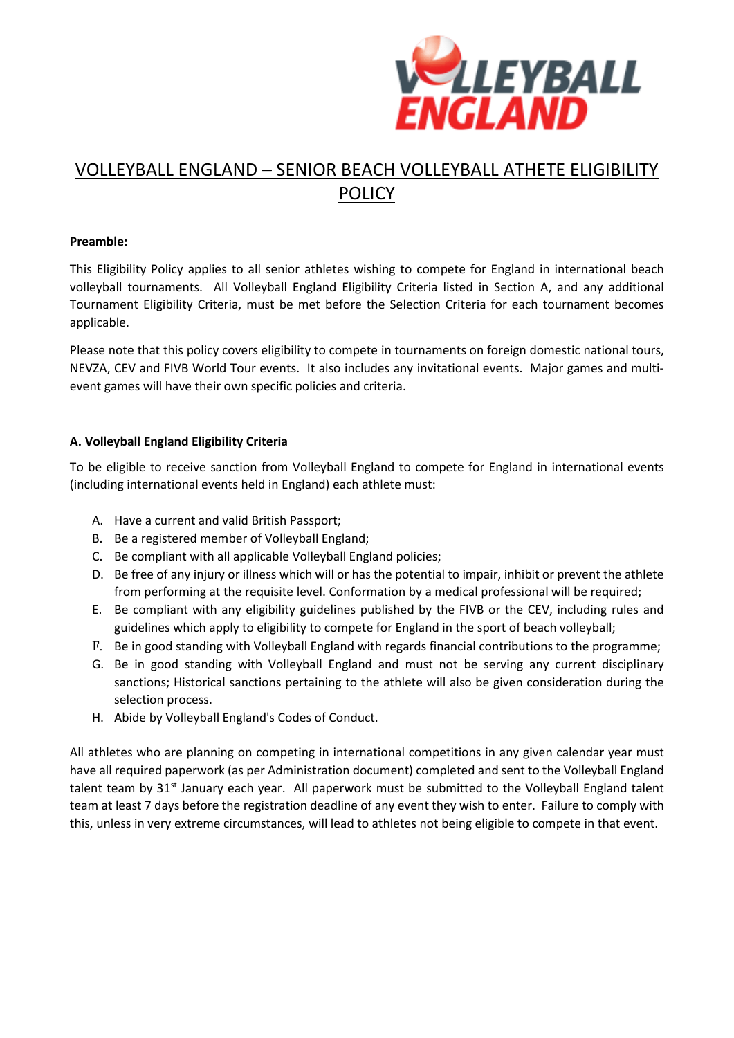# VOLLEYBALL ENGLAND – SENIOR BEACH VOLLEYBALL ATHETE ELIGIBILITY POLICY

**Preamble:**

This Eligibility Policy applies to all senior athletes wishing to compete for England in international beach volleyball tournaments. All Volleyball England Eligibility Criteria listed in Section A, and any additional Tournament Eligibility Criteria, must be met before the Selection Criteria for each tournament becomes applicable.

Please note that this policy covers eligibility to compete in tournaments on foreign domestic national tours, NEVZA, CEV and FIVB World Tour events. It also includes any invitational events. Major games and multi-event games will have their own specific policies and criteria.

**A. Volleyball England Eligibility Criteria**

To be eligible to receive sanction from Volleyball England to compete for England in international events (including international events held in England) each athlete must:

A. Have a current and valid British Passport;
B. Be a registered member of Volleyball England;
C. Be compliant with all applicable Volleyball England policies;
D. Be free of any injury or illness which will or has the potential to impair, inhibit or prevent the athlete from performing at the requisite level. Conformation by a medical professional will be required;
E. Be compliant with any eligibility guidelines published by the FIVB or the CEV, including rules and guidelines which apply to eligibility to compete for England in the sport of beach volleyball;
F. Be in good standing with Volleyball England with regards financial contributions to the programme;
G. Be in good standing with Volleyball England and must not be serving any current disciplinary sanctions; Historical sanctions pertaining to the athlete will also be given consideration during the selection process.
H. Abide by Volleyball England's Codes of Conduct.

All athletes who are planning on competing in international competitions in any given calendar year must have all required paperwork (as per Administration document) completed and sent to the Volleyball England talent team by 31st January each year. All paperwork must be submitted to the Volleyball England talent team at least 7 days before the registration deadline of any event they wish to enter. Failure to comply with this, unless in very extreme circumstances, will lead to athletes not being eligible to compete in that event.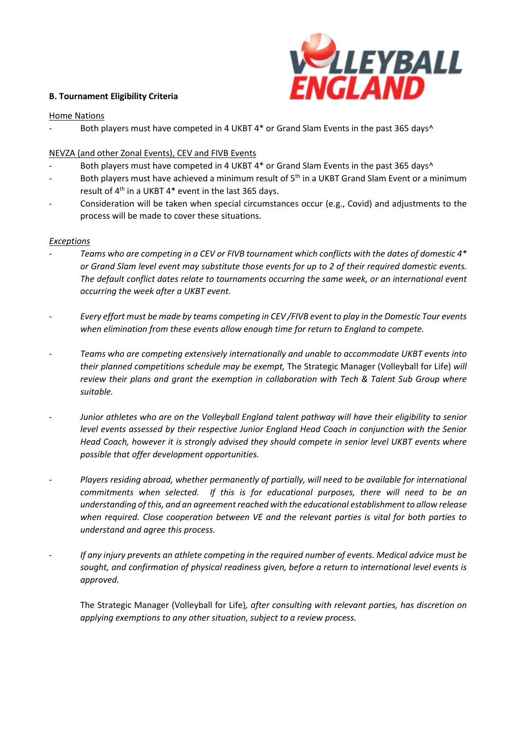**B. Tournament Eligibility Criteria**

Home Nations

- Both players must have competed in 4 UKBT 4* or Grand Slam Events in the past 365 days^

NEVZA (and other Zonal Events), CEV and FIVB Events

- Both players must have competed in 4 UKBT 4* or Grand Slam Events in the past 365 days^
- Both players must have achieved a minimum result of 5th in a UKBT Grand Slam Event or a minimum result of 4th in a UKBT 4* event in the last 365 days.
- Consideration will be taken when special circumstances occur (e.g., Covid) and adjustments to the process will be made to cover these situations.

*Exceptions*

- *Teams who are competing in a CEV or FIVB tournament which conflicts with the dates of domestic 4* or Grand Slam level event may substitute those events for up to 2 of their required domestic events. The default conflict dates relate to tournaments occurring the same week, or an international event occurring the week after a UKBT event.*

- *Every effort must be made by teams competing in CEV /FIVB event to play in the Domestic Tour events when elimination from these events allow enough time for return to England to compete.*

- *Teams who are competing extensively internationally and unable to accommodate UKBT events into their planned competitions schedule may be exempt,* The Strategic Manager (Volleyball for Life) *will review their plans and grant the exemption in collaboration with Tech & Talent Sub Group where suitable.*

- *Junior athletes who are on the Volleyball England talent pathway will have their eligibility to senior level events assessed by their respective Junior England Head Coach in conjunction with the Senior Head Coach, however it is strongly advised they should compete in senior level UKBT events where possible that offer development opportunities.*

- *Players residing abroad, whether permanently of partially, will need to be available for international commitments when selected. If this is for educational purposes, there will need to be an understanding of this, and an agreement reached with the educational establishment to allow release when required. Close cooperation between VE and the relevant parties is vital for both parties to understand and agree this process.*

- *If any injury prevents an athlete competing in the required number of events. Medical advice must be sought, and confirmation of physical readiness given, before a return to international level events is approved.*

The Strategic Manager (Volleyball for Life)*, after consulting with relevant parties, has discretion on applying exemptions to any other situation, subject to a review process.*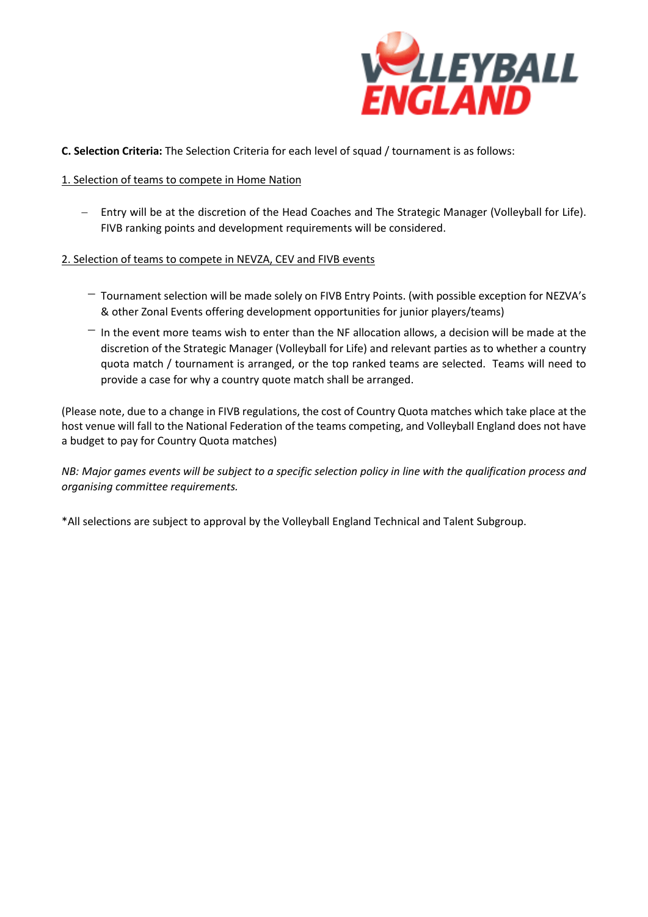**C. Selection Criteria:** The Selection Criteria for each level of squad / tournament is as follows:

1. Selection of teams to compete in Home Nation

- Entry will be at the discretion of the Head Coaches and The Strategic Manager (Volleyball for Life). FIVB ranking points and development requirements will be considered.

2. Selection of teams to compete in NEVZA, CEV and FIVB events

- Tournament selection will be made solely on FIVB Entry Points. (with possible exception for NEZVA's & other Zonal Events offering development opportunities for junior players/teams)
- In the event more teams wish to enter than the NF allocation allows, a decision will be made at the discretion of the Strategic Manager (Volleyball for Life) and relevant parties as to whether a country quota match / tournament is arranged, or the top ranked teams are selected. Teams will need to provide a case for why a country quote match shall be arranged.

(Please note, due to a change in FIVB regulations, the cost of Country Quota matches which take place at the host venue will fall to the National Federation of the teams competing, and Volleyball England does not have a budget to pay for Country Quota matches)

*NB: Major games events will be subject to a specific selection policy in line with the qualification process and organising committee requirements.*

*All selections are subject to approval by the Volleyball England Technical and Talent Subgroup.